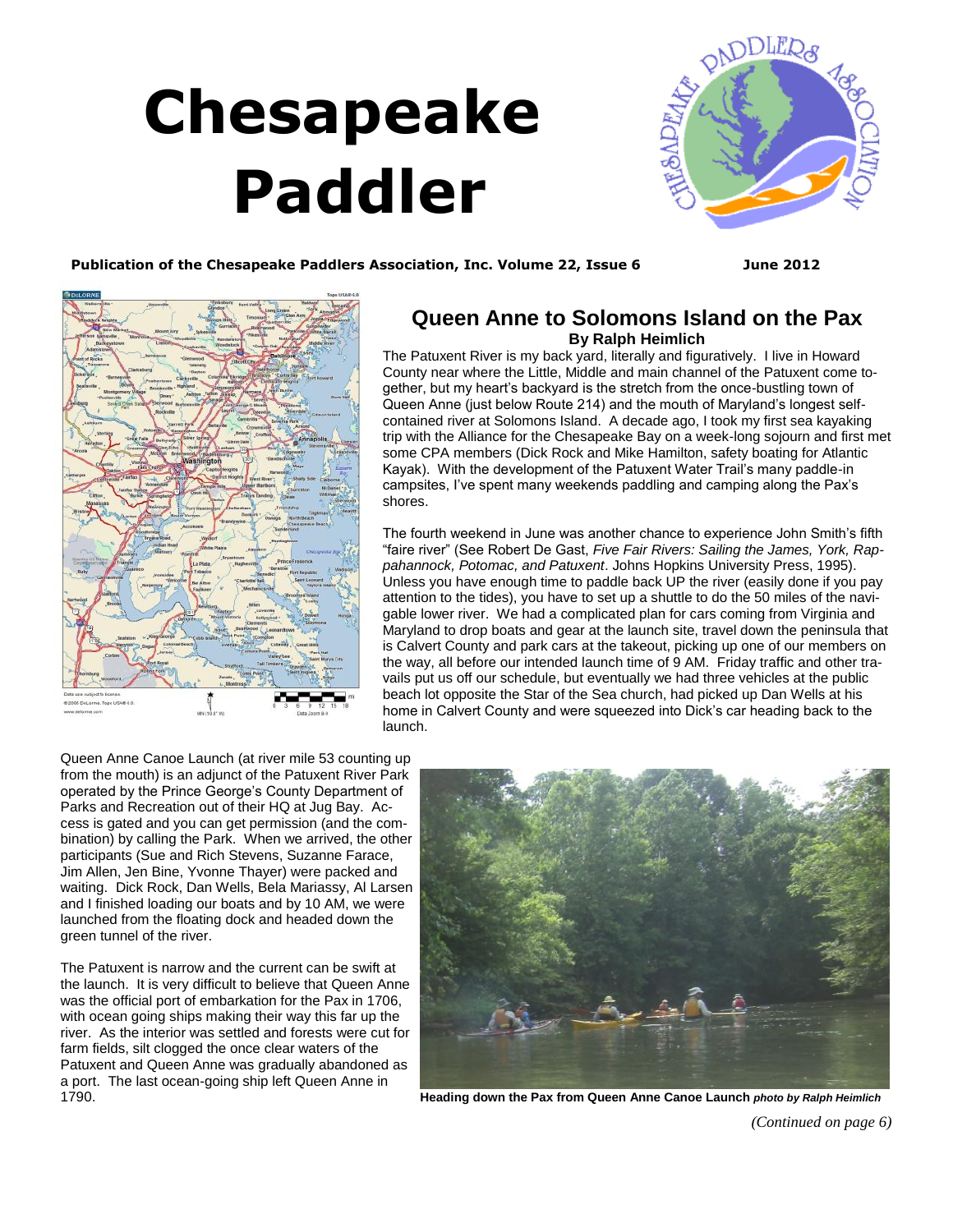# Chesapeake Paddler

**Publication of the Chesapeake Paddlers Association, Inc. Volume 22, Issue 6 June 2012**

## Queen Anne to Solomons Island on the Pax

**By Ralph Heimlich**

The Patuxent River is my back yard, literally and figuratively. I live in Howard County near where the Little, Middle and main channel of the Patuxent come together, but my heart's backyard is the stretch from the once-bustling town of Queen Anne (just below Route 214) and the mouth of Maryland's longest self-contained river at Solomons Island. A decade ago, I took my first sea kayaking trip with the Alliance for the Chesapeake Bay on a week-long sojourn and first met some CPA members (Dick Rock and Mike Hamilton, safety boating for Atlantic Kayak). With the development of the Patuxent Water Trail's many paddle-in campsites, I've spent many weekends paddling and camping along the Pax's shores.

The fourth weekend in June was another chance to experience John Smith's fifth "faire river" (See Robert De Gast, *Five Fair Rivers: Sailing the James, York, Rappahannock, Potomac, and Patuxent*. Johns Hopkins University Press, 1995). Unless you have enough time to paddle back UP the river (easily done if you pay attention to the tides), you have to set up a shuttle to do the 50 miles of the navigable lower river. We had a complicated plan for cars coming from Virginia and Maryland to drop boats and gear at the launch site, travel down the peninsula that is Calvert County and park cars at the takeout, picking up one of our members on the way, all before our intended launch time of 9 AM. Friday traffic and other travails put us off our schedule, but eventually we had three vehicles at the public beach lot opposite the Star of the Sea church, had picked up Dan Wells at his home in Calvert County and were squeezed into Dick's car heading back to the launch.

Queen Anne Canoe Launch (at river mile 53 counting up from the mouth) is an adjunct of the Patuxent River Park operated by the Prince George's County Department of Parks and Recreation out of their HQ at Jug Bay. Access is gated and you can get permission (and the combination) by calling the Park. When we arrived, the other participants (Sue and Rich Stevens, Suzanne Farace, Jim Allen, Jen Bine, Yvonne Thayer) were packed and waiting. Dick Rock, Dan Wells, Bela Mariassy, Al Larsen and I finished loading our boats and by 10 AM, we were launched from the floating dock and headed down the green tunnel of the river.

The Patuxent is narrow and the current can be swift at the launch. It is very difficult to believe that Queen Anne was the official port of embarkation for the Pax in 1706, with ocean going ships making their way this far up the river. As the interior was settled and forests were cut for farm fields, silt clogged the once clear waters of the Patuxent and Queen Anne was gradually abandoned as a port. The last ocean-going ship left Queen Anne in 1790.

**Heading down the Pax from Queen Anne Canoe Launch** ***photo by Ralph Heimlich***

*(Continued on page 6)*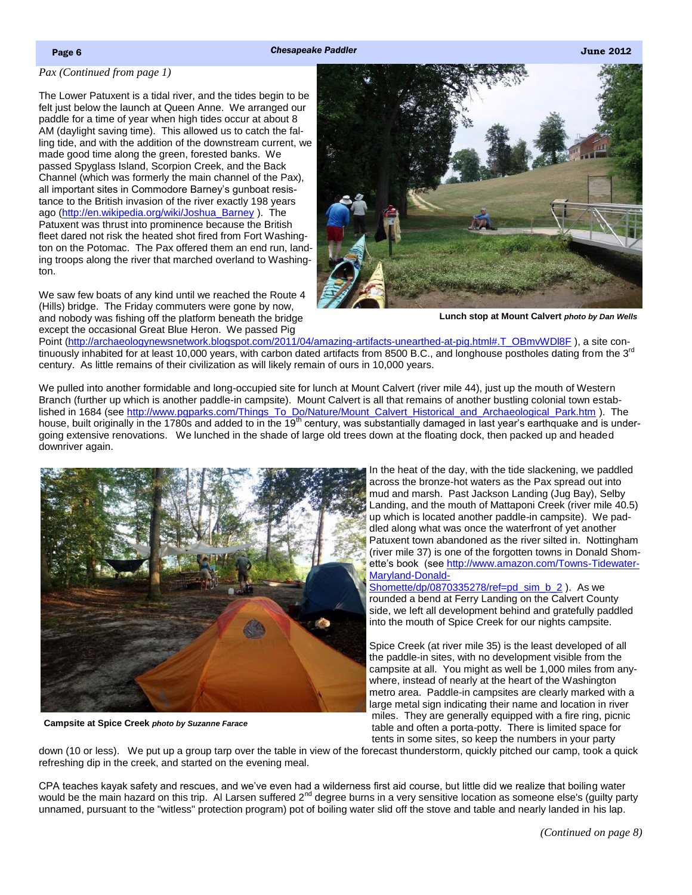*Pax (Continued from page 1)*

The Lower Patuxent is a tidal river, and the tides begin to be felt just below the launch at Queen Anne. We arranged our paddle for a time of year when high tides occur at about 8 AM (daylight saving time). This allowed us to catch the falling tide, and with the addition of the downstream current, we made good time along the green, forested banks. We passed Spyglass Island, Scorpion Creek, and the Back Channel (which was formerly the main channel of the Pax), all important sites in Commodore Barney's gunboat resistance to the British invasion of the river exactly 198 years ago (http://en.wikipedia.org/wiki/Joshua_Barney ). The Patuxent was thrust into prominence because the British fleet dared not risk the heated shot fired from Fort Washington on the Potomac. The Pax offered them an end run, landing troops along the river that marched overland to Washington.

**Lunch stop at Mount Calvert** ***photo by Dan Wells***

We saw few boats of any kind until we reached the Route 4 (Hills) bridge. The Friday commuters were gone by now, and nobody was fishing off the platform beneath the bridge except the occasional Great Blue Heron. We passed Pig Point (http://archaeologynewsnetwork.blogspot.com/2011/04/amazing-artifacts-unearthed-at-pig.html#.T_OBmvWDl8E ), a site continuously inhabited for at least 10,000 years, with carbon dated artifacts from 8500 B.C., and longhouse postholes dating from the 3rd century. As little remains of their civilization as will likely remain of ours in 10,000 years.

We pulled into another formidable and long-occupied site for lunch at Mount Calvert (river mile 44), just up the mouth of Western Branch (further up which is another paddle-in campsite). Mount Calvert is all that remains of another bustling colonial town established in 1684 (see http://www.pgparks.com/Things_To_Do/Nature/Mount_Calvert_Historical_and_Archaeological_Park.htm ). The house, built originally in the 1780s and added to in the 19th century, was substantially damaged in last year's earthquake and is undergoing extensive renovations. We lunched in the shade of large old trees down at the floating dock, then packed up and headed downriver again.

**Campsite at Spice Creek** ***photo by Suzanne Farace***

In the heat of the day, with the tide slackening, we paddled across the bronze-hot waters as the Pax spread out into mud and marsh. Past Jackson Landing (Jug Bay), Selby Landing, and the mouth of Mattaponi Creek (river mile 40.5) up which is located another paddle-in campsite). We paddled along what was once the waterfront of yet another Patuxent town abandoned as the river silted in. Nottingham (river mile 37) is one of the forgotten towns in Donald Shomette's book (see http://www.amazon.com/Towns-Tidewater-Maryland-Donald-Shomette/dp/0870335278/ref=pd_sim_b_2 ). As we rounded a bend at Ferry Landing on the Calvert County side, we left all development behind and gratefully paddled into the mouth of Spice Creek for our nights campsite.

Spice Creek (at river mile 35) is the least developed of all the paddle-in sites, with no development visible from the campsite at all. You might as well be 1,000 miles from anywhere, instead of nearly at the heart of the Washington metro area. Paddle-in campsites are clearly marked with a large metal sign indicating their name and location in river miles. They are generally equipped with a fire ring, picnic table and often a porta-potty. There is limited space for tents in some sites, so keep the numbers in your party down (10 or less). We put up a group tarp over the table in view of the forecast thunderstorm, quickly pitched our camp, took a quick refreshing dip in the creek, and started on the evening meal.

CPA teaches kayak safety and rescues, and we've even had a wilderness first aid course, but little did we realize that boiling water would be the main hazard on this trip. Al Larsen suffered 2nd degree burns in a very sensitive location as someone else's (guilty party unnamed, pursuant to the "witless" protection program) pot of boiling water slid off the stove and table and nearly landed in his lap.

*(Continued on page 8)*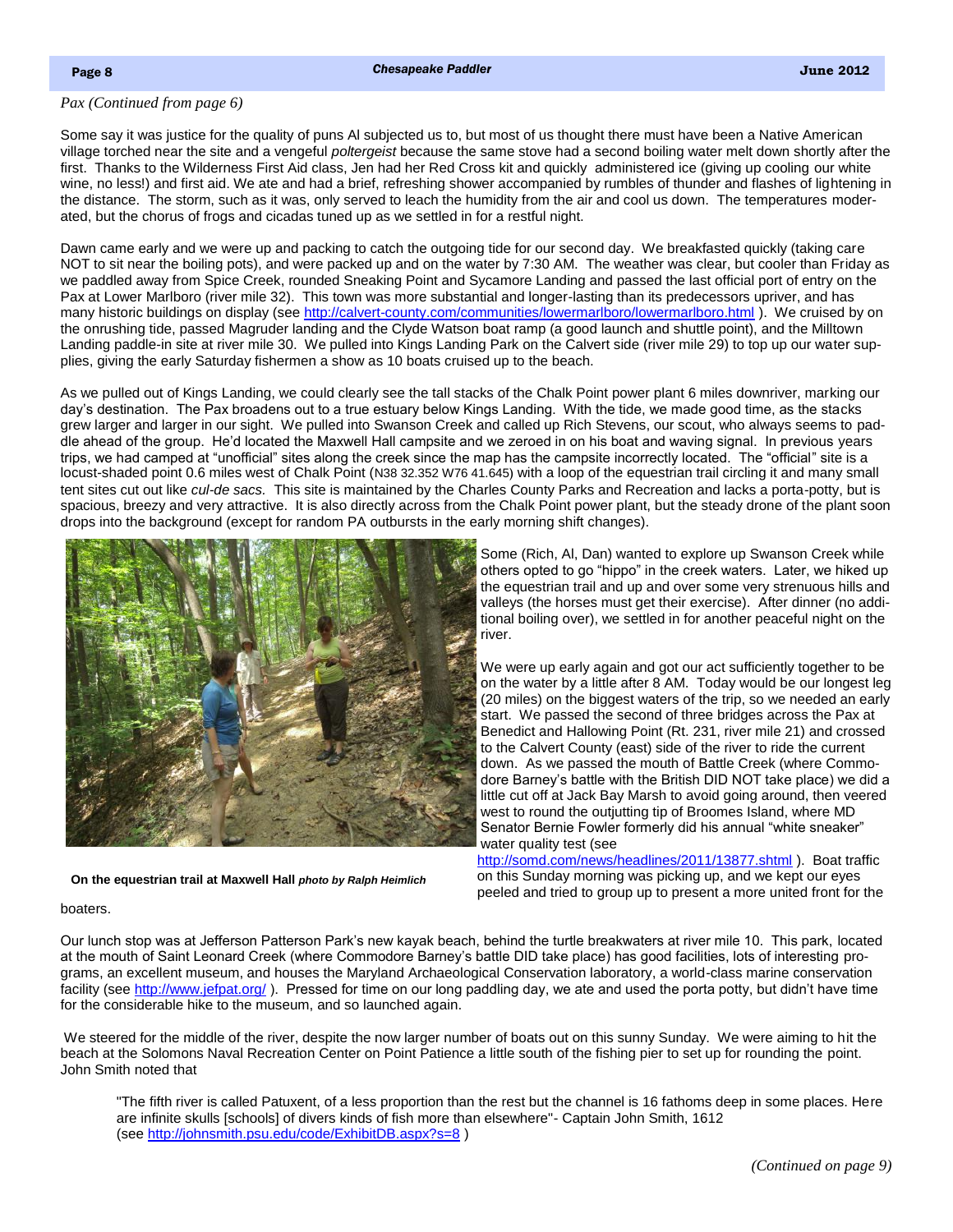*Pax (Continued from page 6)*

Some say it was justice for the quality of puns Al subjected us to, but most of us thought there must have been a Native American village torched near the site and a vengeful *poltergeist* because the same stove had a second boiling water melt down shortly after the first. Thanks to the Wilderness First Aid class, Jen had her Red Cross kit and quickly administered ice (giving up cooling our white wine, no less!) and first aid. We ate and had a brief, refreshing shower accompanied by rumbles of thunder and flashes of lightening in the distance. The storm, such as it was, only served to leach the humidity from the air and cool us down. The temperatures moderated, but the chorus of frogs and cicadas tuned up as we settled in for a restful night.

Dawn came early and we were up and packing to catch the outgoing tide for our second day. We breakfasted quickly (taking care NOT to sit near the boiling pots), and were packed up and on the water by 7:30 AM. The weather was clear, but cooler than Friday as we paddled away from Spice Creek, rounded Sneaking Point and Sycamore Landing and passed the last official port of entry on the Pax at Lower Marlboro (river mile 32). This town was more substantial and longer-lasting than its predecessors upriver, and has many historic buildings on display (see http://calvert-county.com/communities/lowermarlboro/lowermarlboro.html ). We cruised by on the onrushing tide, passed Magruder landing and the Clyde Watson boat ramp (a good launch and shuttle point), and the Milltown Landing paddle-in site at river mile 30. We pulled into Kings Landing Park on the Calvert side (river mile 29) to top up our water supplies, giving the early Saturday fishermen a show as 10 boats cruised up to the beach.

As we pulled out of Kings Landing, we could clearly see the tall stacks of the Chalk Point power plant 6 miles downriver, marking our day's destination. The Pax broadens out to a true estuary below Kings Landing. With the tide, we made good time, as the stacks grew larger and larger in our sight. We pulled into Swanson Creek and called up Rich Stevens, our scout, who always seems to paddle ahead of the group. He'd located the Maxwell Hall campsite and we zeroed in on his boat and waving signal. In previous years trips, we had camped at "unofficial" sites along the creek since the map has the campsite incorrectly located. The "official" site is a locust-shaded point 0.6 miles west of Chalk Point (N38 32.352 W76 41.645) with a loop of the equestrian trail circling it and many small tent sites cut out like *cul-de sacs*. This site is maintained by the Charles County Parks and Recreation and lacks a porta-potty, but is spacious, breezy and very attractive. It is also directly across from the Chalk Point power plant, but the steady drone of the plant soon drops into the background (except for random PA outbursts in the early morning shift changes).

**On the equestrian trail at Maxwell Hall** ***photo by Ralph Heimlich***

Some (Rich, Al, Dan) wanted to explore up Swanson Creek while others opted to go "hippo" in the creek waters. Later, we hiked up the equestrian trail and up and over some very strenuous hills and valleys (the horses must get their exercise). After dinner (no additional boiling over), we settled in for another peaceful night on the river.

We were up early again and got our act sufficiently together to be on the water by a little after 8 AM. Today would be our longest leg (20 miles) on the biggest waters of the trip, so we needed an early start. We passed the second of three bridges across the Pax at Benedict and Hallowing Point (Rt. 231, river mile 21) and crossed to the Calvert County (east) side of the river to ride the current down. As we passed the mouth of Battle Creek (where Commodore Barney's battle with the British DID NOT take place) we did a little cut off at Jack Bay Marsh to avoid going around, then veered west to round the outjutting tip of Broomes Island, where MD Senator Bernie Fowler formerly did his annual "white sneaker" water quality test (see http://somd.com/news/headlines/2011/13877.shtml ). Boat traffic on this Sunday morning was picking up, and we kept our eyes peeled and tried to group up to present a more united front for the boaters.

Our lunch stop was at Jefferson Patterson Park's new kayak beach, behind the turtle breakwaters at river mile 10. This park, located at the mouth of Saint Leonard Creek (where Commodore Barney's battle DID take place) has good facilities, lots of interesting programs, an excellent museum, and houses the Maryland Archaeological Conservation laboratory, a world-class marine conservation facility (see http://www.jefpat.org/ ). Pressed for time on our long paddling day, we ate and used the porta potty, but didn't have time for the considerable hike to the museum, and so launched again.

We steered for the middle of the river, despite the now larger number of boats out on this sunny Sunday. We were aiming to hit the beach at the Solomons Naval Recreation Center on Point Patience a little south of the fishing pier to set up for rounding the point. John Smith noted that

> "The fifth river is called Patuxent, of a less proportion than the rest but the channel is 16 fathoms deep in some places. Here are infinite skulls [schools] of divers kinds of fish more than elsewhere"- Captain John Smith, 1612
> (see http://johnsmith.psu.edu/code/ExhibitDB.aspx?s=8 )

*(Continued on page 9)*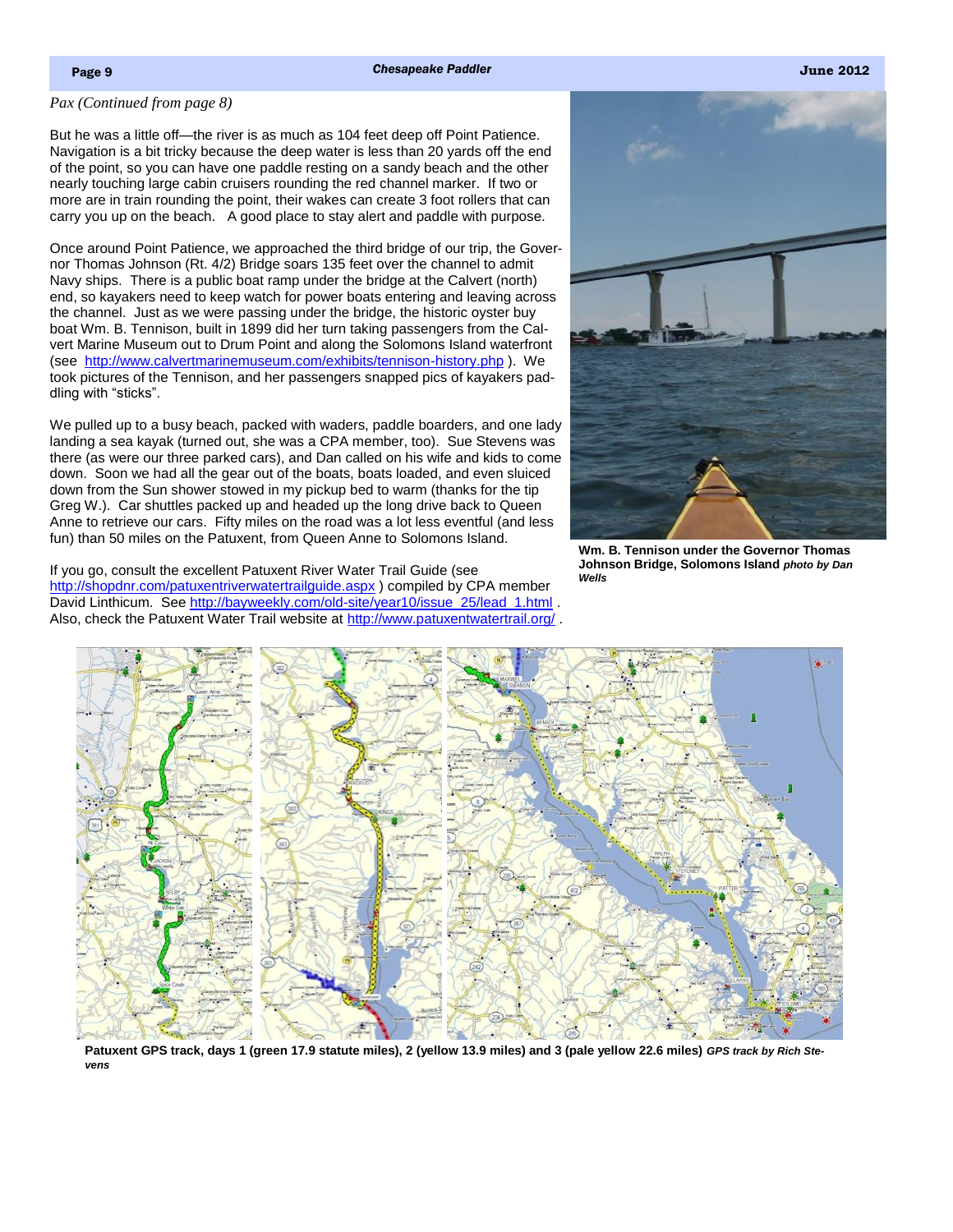*Pax (Continued from page 8)*

But he was a little off—the river is as much as 104 feet deep off Point Patience. Navigation is a bit tricky because the deep water is less than 20 yards off the end of the point, so you can have one paddle resting on a sandy beach and the other nearly touching large cabin cruisers rounding the red channel marker. If two or more are in train rounding the point, their wakes can create 3 foot rollers that can carry you up on the beach. A good place to stay alert and paddle with purpose.

Once around Point Patience, we approached the third bridge of our trip, the Governor Thomas Johnson (Rt. 4/2) Bridge soars 135 feet over the channel to admit Navy ships. There is a public boat ramp under the bridge at the Calvert (north) end, so kayakers need to keep watch for power boats entering and leaving across the channel. Just as we were passing under the bridge, the historic oyster buy boat Wm. B. Tennison, built in 1899 did her turn taking passengers from the Calvert Marine Museum out to Drum Point and along the Solomons Island waterfront (see http://www.calvertmarinemuseum.com/exhibits/tennison-history.php ). We took pictures of the Tennison, and her passengers snapped pics of kayakers paddling with "sticks".

We pulled up to a busy beach, packed with waders, paddle boarders, and one lady landing a sea kayak (turned out, she was a CPA member, too). Sue Stevens was there (as were our three parked cars), and Dan called on his wife and kids to come down. Soon we had all the gear out of the boats, boats loaded, and even sluiced down from the Sun shower stowed in my pickup bed to warm (thanks for the tip Greg W.). Car shuttles packed up and headed up the long drive back to Queen Anne to retrieve our cars. Fifty miles on the road was a lot less eventful (and less fun) than 50 miles on the Patuxent, from Queen Anne to Solomons Island.

If you go, consult the excellent Patuxent River Water Trail Guide (see http://shopdnr.com/patuxentriverwatertrailguide.aspx ) compiled by CPA member David Linthicum. See http://bayweekly.com/old-site/year10/issue_25/lead_1.html . Also, check the Patuxent Water Trail website at http://www.patuxentwatertrail.org/ .

**Wm. B. Tennison under the Governor Thomas Johnson Bridge, Solomons Island** ***photo by Dan Wells***

**Patuxent GPS track, days 1 (green 17.9 statute miles), 2 (yellow 13.9 miles) and 3 (pale yellow 22.6 miles)** ***GPS track by Rich Stevens***